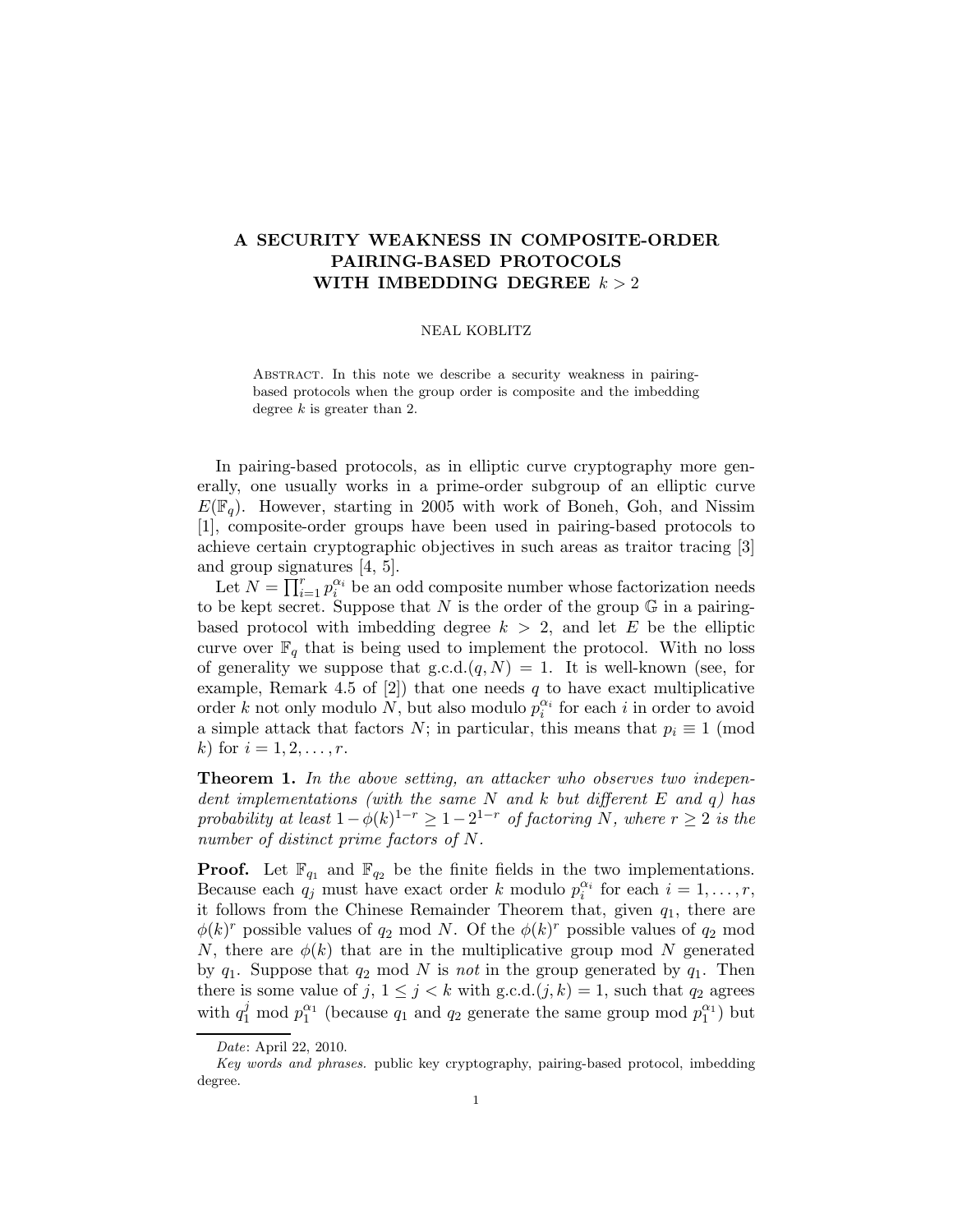# A SECURITY WEAKNESS IN COMPOSITE-ORDER PAIRING-BASED PROTOCOLS WITH IMBEDDING DEGREE $k > 2$

NEAL KOBLITZ

Abstract. In this note we describe a security weakness in pairing-based protocols when the group order is composite and the imbedding degree $k$ is greater than 2.

In pairing-based protocols, as in elliptic curve cryptography more generally, one usually works in a prime-order subgroup of an elliptic curve $E(\mathbb{F}_q)$. However, starting in 2005 with work of Boneh, Goh, and Nissim [1], composite-order groups have been used in pairing-based protocols to achieve certain cryptographic objectives in such areas as traitor tracing [3] and group signatures [4, 5].

Let $N = \prod_{i=1}^{r} p_i^{\alpha_i}$ be an odd composite number whose factorization needs to be kept secret. Suppose that $N$ is the order of the group $\mathbb{G}$ in a pairing-based protocol with imbedding degree $k > 2$, and let $E$ be the elliptic curve over $\mathbb{F}_q$ that is being used to implement the protocol. With no loss of generality we suppose that g.c.d.$(q, N) = 1$. It is well-known (see, for example, Remark 4.5 of [2]) that one needs $q$ to have exact multiplicative order $k$ not only modulo $N$, but also modulo $p_i^{\alpha_i}$ for each $i$ in order to avoid a simple attack that factors $N$; in particular, this means that $p_i \equiv 1 \pmod{k}$ for $i = 1, 2, \ldots, r$.

**Theorem 1.** *In the above setting, an attacker who observes two independent implementations (with the same $N$ and $k$ but different $E$ and $q$) has probability at least $1 - \phi(k)^{1-r} \geq 1 - 2^{1-r}$ of factoring $N$, where $r \geq 2$ is the number of distinct prime factors of $N$.*

**Proof.** Let $\mathbb{F}_{q_1}$ and $\mathbb{F}_{q_2}$ be the finite fields in the two implementations. Because each $q_j$ must have exact order $k$ modulo $p_i^{\alpha_i}$ for each $i = 1, \ldots, r$, it follows from the Chinese Remainder Theorem that, given $q_1$, there are $\phi(k)^r$ possible values of $q_2$ mod $N$. Of the $\phi(k)^r$ possible values of $q_2$ mod $N$, there are $\phi(k)$ that are in the multiplicative group mod $N$ generated by $q_1$. Suppose that $q_2$ mod $N$ is *not* in the group generated by $q_1$. Then there is some value of $j$, $1 \leq j < k$ with g.c.d.$(j, k) = 1$, such that $q_2$ agrees with $q_1^j$ mod $p_1^{\alpha_1}$ (because $q_1$ and $q_2$ generate the same group mod $p_1^{\alpha_1}$) but

*Date*: April 22, 2010.

*Key words and phrases.* public key cryptography, pairing-based protocol, imbedding degree.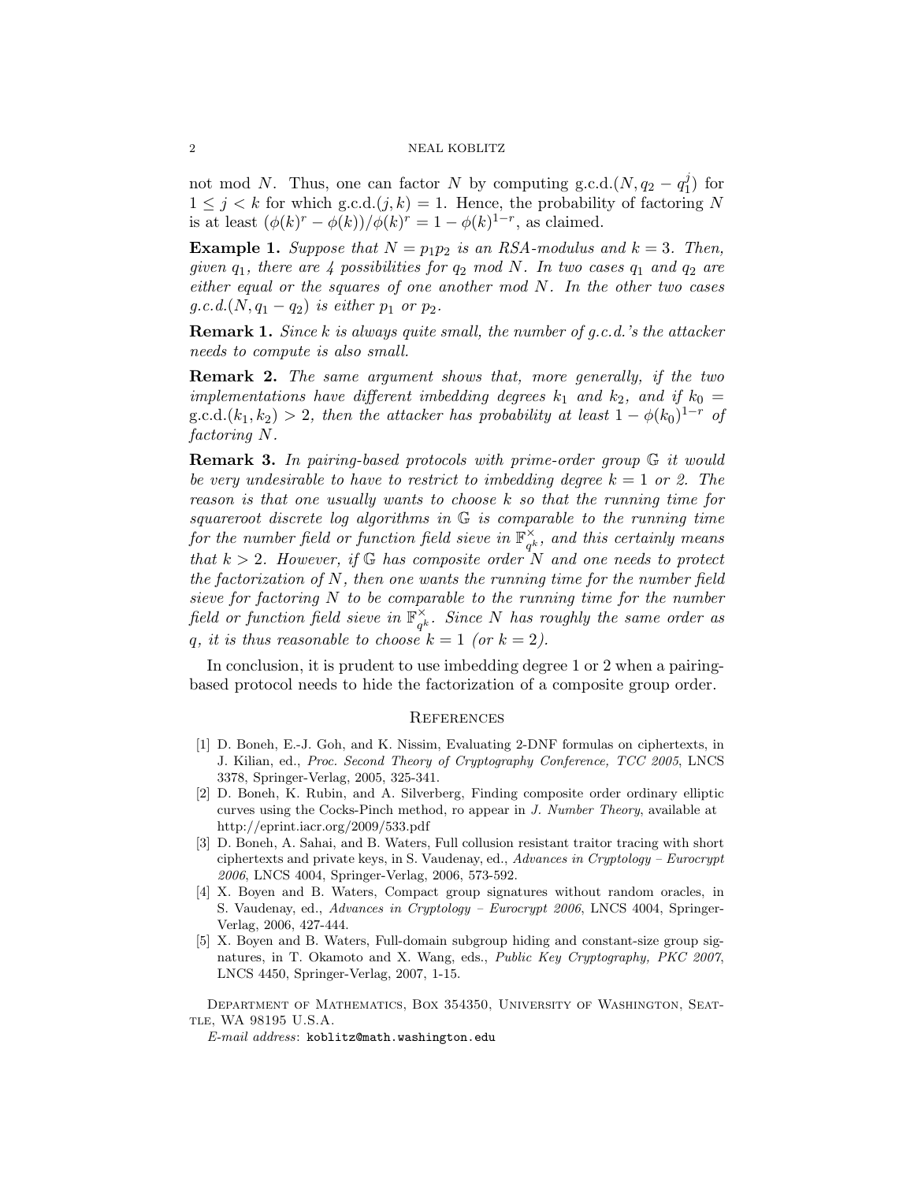not mod $N$. Thus, one can factor $N$ by computing g.c.d.$(N, q_2 - q_1^j)$ for $1 \le j < k$ for which g.c.d.$(j,k) = 1$. Hence, the probability of factoring $N$ is at least $(\phi(k)^r - \phi(k))/\phi(k)^r = 1 - \phi(k)^{1-r}$, as claimed.

**Example 1.** *Suppose that $N = p_1 p_2$ is an RSA-modulus and $k = 3$. Then, given $q_1$, there are 4 possibilities for $q_2$ mod $N$. In two cases $q_1$ and $q_2$ are either equal or the squares of one another mod $N$. In the other two cases g.c.d.$(N, q_1 - q_2)$ is either $p_1$ or $p_2$.*

**Remark 1.** *Since $k$ is always quite small, the number of g.c.d.'s the attacker needs to compute is also small.*

**Remark 2.** *The same argument shows that, more generally, if the two implementations have different imbedding degrees $k_1$ and $k_2$, and if $k_0 =$ g.c.d.$(k_1, k_2) > 2$, then the attacker has probability at least $1 - \phi(k_0)^{1-r}$ of factoring $N$.*

**Remark 3.** *In pairing-based protocols with prime-order group $\mathbb{G}$ it would be very undesirable to have to restrict to imbedding degree $k = 1$ or 2. The reason is that one usually wants to choose $k$ so that the running time for squareroot discrete log algorithms in $\mathbb{G}$ is comparable to the running time for the number field or function field sieve in $\mathbb{F}_{q^k}^{\times}$, and this certainly means that $k > 2$. However, if $\mathbb{G}$ has composite order $N$ and one needs to protect the factorization of $N$, then one wants the running time for the number field sieve for factoring $N$ to be comparable to the running time for the number field or function field sieve in $\mathbb{F}_{q^k}^{\times}$. Since $N$ has roughly the same order as $q$, it is thus reasonable to choose $k = 1$ (or $k = 2$).*

In conclusion, it is prudent to use imbedding degree 1 or 2 when a pairing-based protocol needs to hide the factorization of a composite group order.

## References

[1] D. Boneh, E.-J. Goh, and K. Nissim, Evaluating 2-DNF formulas on ciphertexts, in J. Kilian, ed., *Proc. Second Theory of Cryptography Conference, TCC 2005*, LNCS 3378, Springer-Verlag, 2005, 325-341.

[2] D. Boneh, K. Rubin, and A. Silverberg, Finding composite order ordinary elliptic curves using the Cocks-Pinch method, ro appear in *J. Number Theory*, available at http://eprint.iacr.org/2009/533.pdf

[3] D. Boneh, A. Sahai, and B. Waters, Full collusion resistant traitor tracing with short ciphertexts and private keys, in S. Vaudenay, ed., *Advances in Cryptology – Eurocrypt 2006*, LNCS 4004, Springer-Verlag, 2006, 573-592.

[4] X. Boyen and B. Waters, Compact group signatures without random oracles, in S. Vaudenay, ed., *Advances in Cryptology – Eurocrypt 2006*, LNCS 4004, Springer-Verlag, 2006, 427-444.

[5] X. Boyen and B. Waters, Full-domain subgroup hiding and constant-size group signatures, in T. Okamoto and X. Wang, eds., *Public Key Cryptography, PKC 2007*, LNCS 4450, Springer-Verlag, 2007, 1-15.

Department of Mathematics, Box 354350, University of Washington, Seattle, WA 98195 U.S.A.

*E-mail address*: koblitz@math.washington.edu